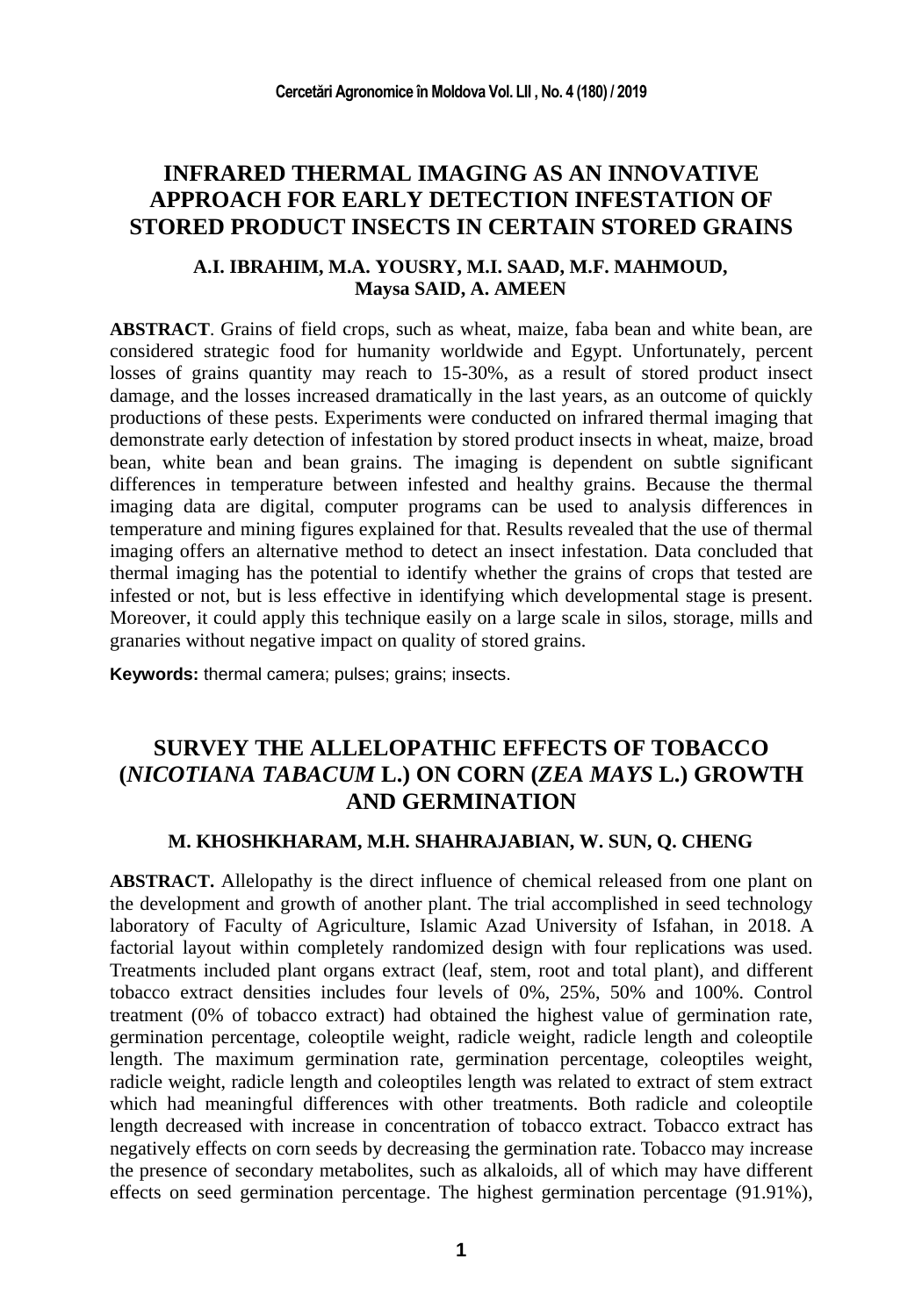# INFRARED THERMAL IMAGING AS AN INNOVATIVE APPROACH FOR EARLY DETECTION INFESTATION OF STORED PRODUCT INSECTS IN CERTAIN STORED GRAINS

**A.I. IBRAHIM, M.A. YOUSRY, M.I. SAAD, M.F. MAHMOUD, Maysa SAID, A. AMEEN**

**ABSTRACT**. Grains of field crops, such as wheat, maize, faba bean and white bean, are considered strategic food for humanity worldwide and Egypt. Unfortunately, percent losses of grains quantity may reach to 15-30%, as a result of stored product insect damage, and the losses increased dramatically in the last years, as an outcome of quickly productions of these pests. Experiments were conducted on infrared thermal imaging that demonstrate early detection of infestation by stored product insects in wheat, maize, broad bean, white bean and bean grains. The imaging is dependent on subtle significant differences in temperature between infested and healthy grains. Because the thermal imaging data are digital, computer programs can be used to analysis differences in temperature and mining figures explained for that. Results revealed that the use of thermal imaging offers an alternative method to detect an insect infestation. Data concluded that thermal imaging has the potential to identify whether the grains of crops that tested are infested or not, but is less effective in identifying which developmental stage is present. Moreover, it could apply this technique easily on a large scale in silos, storage, mills and granaries without negative impact on quality of stored grains.

**Keywords:** thermal camera; pulses; grains; insects.

# SURVEY THE ALLELOPATHIC EFFECTS OF TOBACCO (*NICOTIANA TABACUM* L.) ON CORN (*ZEA MAYS* L.) GROWTH AND GERMINATION

**M. KHOSHKHARAM, M.H. SHAHRAJABIAN, W. SUN, Q. CHENG**

**ABSTRACT.** Allelopathy is the direct influence of chemical released from one plant on the development and growth of another plant. The trial accomplished in seed technology laboratory of Faculty of Agriculture, Islamic Azad University of Isfahan, in 2018. A factorial layout within completely randomized design with four replications was used. Treatments included plant organs extract (leaf, stem, root and total plant), and different tobacco extract densities includes four levels of 0%, 25%, 50% and 100%. Control treatment (0% of tobacco extract) had obtained the highest value of germination rate, germination percentage, coleoptile weight, radicle weight, radicle length and coleoptile length. The maximum germination rate, germination percentage, coleoptiles weight, radicle weight, radicle length and coleoptiles length was related to extract of stem extract which had meaningful differences with other treatments. Both radicle and coleoptile length decreased with increase in concentration of tobacco extract. Tobacco extract has negatively effects on corn seeds by decreasing the germination rate. Tobacco may increase the presence of secondary metabolites, such as alkaloids, all of which may have different effects on seed germination percentage. The highest germination percentage (91.91%),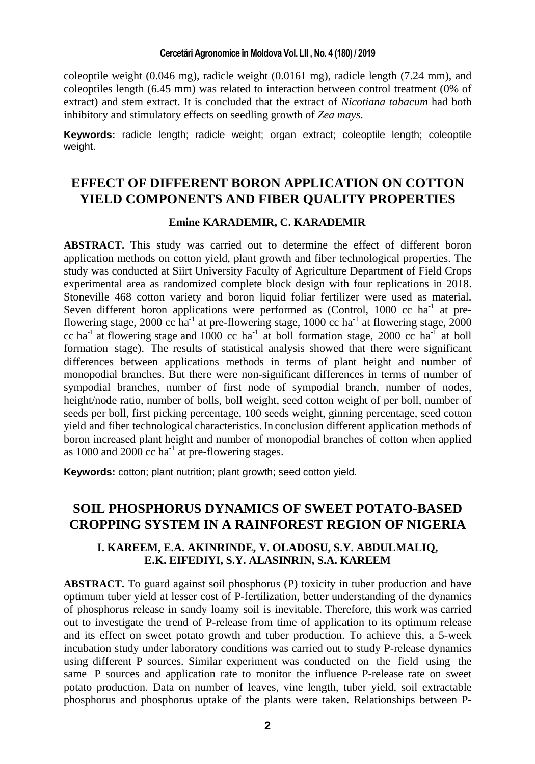coleoptile weight (0.046 mg), radicle weight (0.0161 mg), radicle length (7.24 mm), and coleoptiles length (6.45 mm) was related to interaction between control treatment (0% of extract) and stem extract. It is concluded that the extract of *Nicotiana tabacum* had both inhibitory and stimulatory effects on seedling growth of *Zea mays*.

**Keywords:** radicle length; radicle weight; organ extract; coleoptile length; coleoptile weight.

## EFFECT OF DIFFERENT BORON APPLICATION ON COTTON YIELD COMPONENTS AND FIBER QUALITY PROPERTIES

**Emine KARADEMIR, C. KARADEMIR**

**ABSTRACT.** This study was carried out to determine the effect of different boron application methods on cotton yield, plant growth and fiber technological properties. The study was conducted at Siirt University Faculty of Agriculture Department of Field Crops experimental area as randomized complete block design with four replications in 2018. Stoneville 468 cotton variety and boron liquid foliar fertilizer were used as material. Seven different boron applications were performed as (Control, 1000 cc $ha^{-1}$ at pre-flowering stage, 2000 cc $ha^{-1}$ at pre-flowering stage, 1000 cc $ha^{-1}$ at flowering stage, 2000 cc $ha^{-1}$ at flowering stage and 1000 cc $ha^{-1}$ at boll formation stage, 2000 cc $ha^{-1}$ at boll formation stage). The results of statistical analysis showed that there were significant differences between applications methods in terms of plant height and number of monopodial branches. But there were non-significant differences in terms of number of sympodial branches, number of first node of sympodial branch, number of nodes, height/node ratio, number of bolls, boll weight, seed cotton weight of per boll, number of seeds per boll, first picking percentage, 100 seeds weight, ginning percentage, seed cotton yield and fiber technological characteristics. In conclusion different application methods of boron increased plant height and number of monopodial branches of cotton when applied as 1000 and 2000 cc $ha^{-1}$ at pre-flowering stages.

**Keywords:** cotton; plant nutrition; plant growth; seed cotton yield.

## SOIL PHOSPHORUS DYNAMICS OF SWEET POTATO-BASED CROPPING SYSTEM IN A RAINFOREST REGION OF NIGERIA

**I. KAREEM, E.A. AKINRINDE, Y. OLADOSU, S.Y. ABDULMALIQ, E.K. EIFEDIYI, S.Y. ALASINRIN, S.A. KAREEM**

**ABSTRACT.** To guard against soil phosphorus (P) toxicity in tuber production and have optimum tuber yield at lesser cost of P-fertilization, better understanding of the dynamics of phosphorus release in sandy loamy soil is inevitable. Therefore, this work was carried out to investigate the trend of P-release from time of application to its optimum release and its effect on sweet potato growth and tuber production. To achieve this, a 5-week incubation study under laboratory conditions was carried out to study P-release dynamics using different P sources. Similar experiment was conducted on the field using the same P sources and application rate to monitor the influence P-release rate on sweet potato production. Data on number of leaves, vine length, tuber yield, soil extractable phosphorus and phosphorus uptake of the plants were taken. Relationships between P-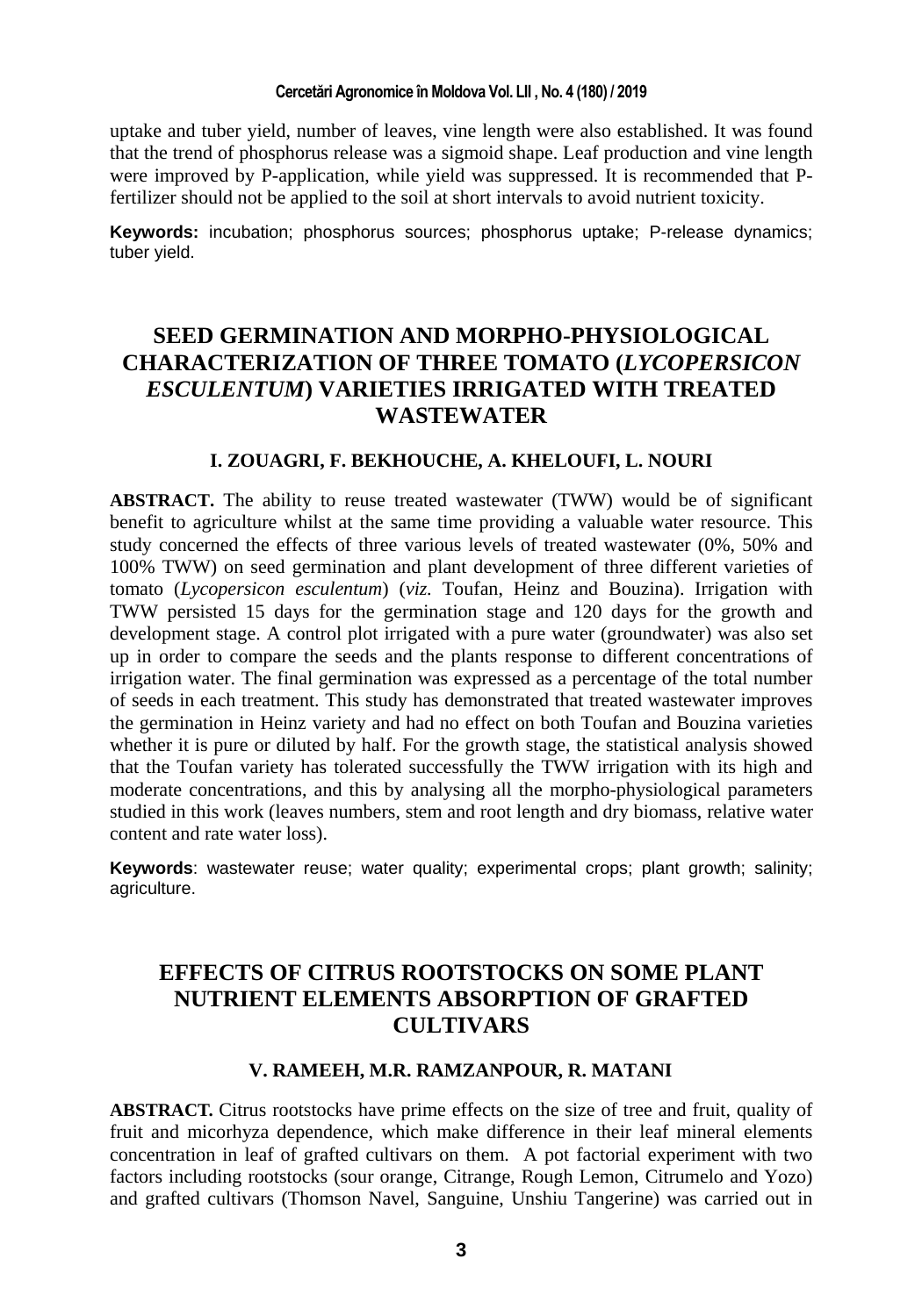uptake and tuber yield, number of leaves, vine length were also established. It was found that the trend of phosphorus release was a sigmoid shape. Leaf production and vine length were improved by P-application, while yield was suppressed. It is recommended that P-fertilizer should not be applied to the soil at short intervals to avoid nutrient toxicity.

**Keywords:** incubation; phosphorus sources; phosphorus uptake; P-release dynamics; tuber yield.

## SEED GERMINATION AND MORPHO-PHYSIOLOGICAL CHARACTERIZATION OF THREE TOMATO (*LYCOPERSICON ESCULENTUM*) VARIETIES IRRIGATED WITH TREATED WASTEWATER

**I. ZOUAGRI, F. BEKHOUCHE, A. KHELOUFI, L. NOURI**

**ABSTRACT.** The ability to reuse treated wastewater (TWW) would be of significant benefit to agriculture whilst at the same time providing a valuable water resource. This study concerned the effects of three various levels of treated wastewater (0%, 50% and 100% TWW) on seed germination and plant development of three different varieties of tomato (*Lycopersicon esculentum*) (*viz.* Toufan, Heinz and Bouzina). Irrigation with TWW persisted 15 days for the germination stage and 120 days for the growth and development stage. A control plot irrigated with a pure water (groundwater) was also set up in order to compare the seeds and the plants response to different concentrations of irrigation water. The final germination was expressed as a percentage of the total number of seeds in each treatment. This study has demonstrated that treated wastewater improves the germination in Heinz variety and had no effect on both Toufan and Bouzina varieties whether it is pure or diluted by half. For the growth stage, the statistical analysis showed that the Toufan variety has tolerated successfully the TWW irrigation with its high and moderate concentrations, and this by analysing all the morpho-physiological parameters studied in this work (leaves numbers, stem and root length and dry biomass, relative water content and rate water loss).

**Keywords**: wastewater reuse; water quality; experimental crops; plant growth; salinity; agriculture.

## EFFECTS OF CITRUS ROOTSTOCKS ON SOME PLANT NUTRIENT ELEMENTS ABSORPTION OF GRAFTED CULTIVARS

**V. RAMEEH, M.R. RAMZANPOUR, R. MATANI**

**ABSTRACT.** Citrus rootstocks have prime effects on the size of tree and fruit, quality of fruit and micorhyza dependence, which make difference in their leaf mineral elements concentration in leaf of grafted cultivars on them. A pot factorial experiment with two factors including rootstocks (sour orange, Citrange, Rough Lemon, Citrumelo and Yozo) and grafted cultivars (Thomson Navel, Sanguine, Unshiu Tangerine) was carried out in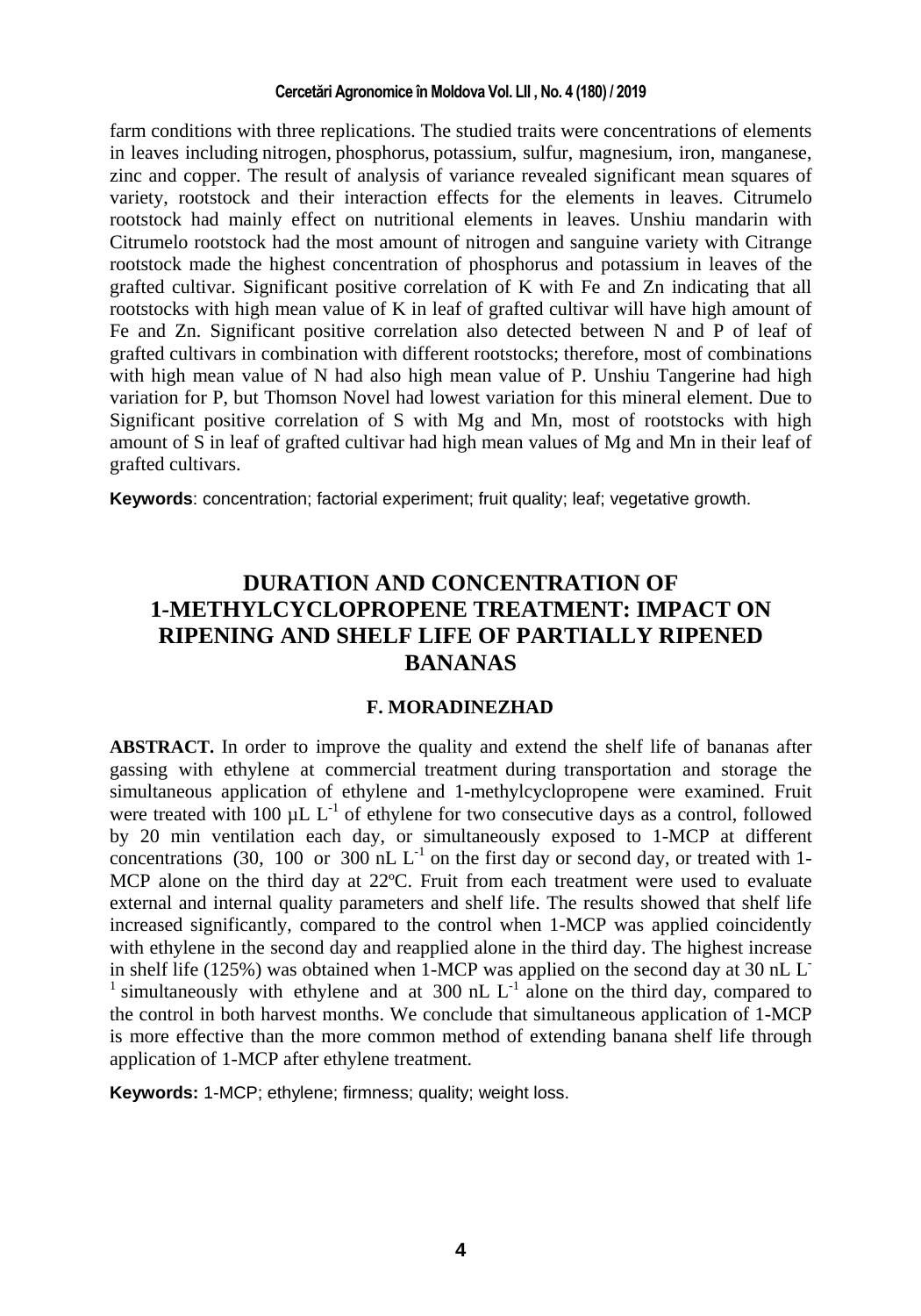farm conditions with three replications. The studied traits were concentrations of elements in leaves including nitrogen, phosphorus, potassium, sulfur, magnesium, iron, manganese, zinc and copper. The result of analysis of variance revealed significant mean squares of variety, rootstock and their interaction effects for the elements in leaves. Citrumelo rootstock had mainly effect on nutritional elements in leaves. Unshiu mandarin with Citrumelo rootstock had the most amount of nitrogen and sanguine variety with Citrange rootstock made the highest concentration of phosphorus and potassium in leaves of the grafted cultivar. Significant positive correlation of K with Fe and Zn indicating that all rootstocks with high mean value of K in leaf of grafted cultivar will have high amount of Fe and Zn. Significant positive correlation also detected between N and P of leaf of grafted cultivars in combination with different rootstocks; therefore, most of combinations with high mean value of N had also high mean value of P. Unshiu Tangerine had high variation for P, but Thomson Novel had lowest variation for this mineral element. Due to Significant positive correlation of S with Mg and Mn, most of rootstocks with high amount of S in leaf of grafted cultivar had high mean values of Mg and Mn in their leaf of grafted cultivars.

**Keywords**: concentration; factorial experiment; fruit quality; leaf; vegetative growth.

# DURATION AND CONCENTRATION OF 1-METHYLCYCLOPROPENE TREATMENT: IMPACT ON RIPENING AND SHELF LIFE OF PARTIALLY RIPENED BANANAS

**F. MORADINEZHAD**

**ABSTRACT.** In order to improve the quality and extend the shelf life of bananas after gassing with ethylene at commercial treatment during transportation and storage the simultaneous application of ethylene and 1-methylcyclopropene were examined. Fruit were treated with 100 $\mu L\ L^{-1}$ of ethylene for two consecutive days as a control, followed by 20 min ventilation each day, or simultaneously exposed to 1-MCP at different concentrations (30, 100 or 300 $nL\ L^{-1}$ on the first day or second day, or treated with 1-MCP alone on the third day at 22ºC. Fruit from each treatment were used to evaluate external and internal quality parameters and shelf life. The results showed that shelf life increased significantly, compared to the control when 1-MCP was applied coincidently with ethylene in the second day and reapplied alone in the third day. The highest increase in shelf life (125%) was obtained when 1-MCP was applied on the second day at 30 $nL\ L^{-1}$ simultaneously with ethylene and at 300 $nL\ L^{-1}$ alone on the third day, compared to the control in both harvest months. We conclude that simultaneous application of 1-MCP is more effective than the more common method of extending banana shelf life through application of 1-MCP after ethylene treatment.

**Keywords:** 1-MCP; ethylene; firmness; quality; weight loss.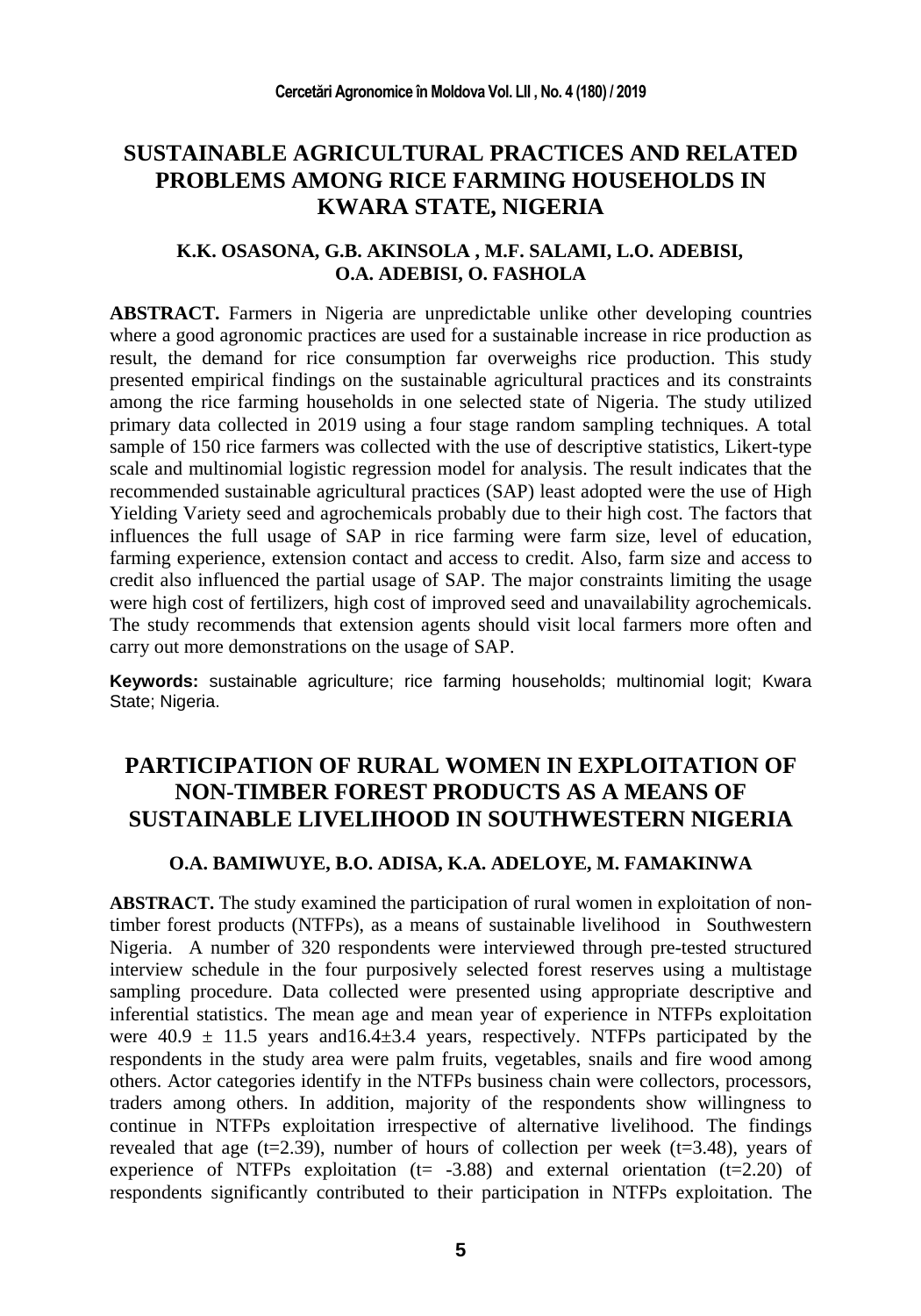# SUSTAINABLE AGRICULTURAL PRACTICES AND RELATED PROBLEMS AMONG RICE FARMING HOUSEHOLDS IN KWARA STATE, NIGERIA

**K.K. OSASONA, G.B. AKINSOLA , M.F. SALAMI, L.O. ADEBISI, O.A. ADEBISI, O. FASHOLA**

**ABSTRACT.** Farmers in Nigeria are unpredictable unlike other developing countries where a good agronomic practices are used for a sustainable increase in rice production as result, the demand for rice consumption far overweighs rice production. This study presented empirical findings on the sustainable agricultural practices and its constraints among the rice farming households in one selected state of Nigeria. The study utilized primary data collected in 2019 using a four stage random sampling techniques. A total sample of 150 rice farmers was collected with the use of descriptive statistics, Likert-type scale and multinomial logistic regression model for analysis. The result indicates that the recommended sustainable agricultural practices (SAP) least adopted were the use of High Yielding Variety seed and agrochemicals probably due to their high cost. The factors that influences the full usage of SAP in rice farming were farm size, level of education, farming experience, extension contact and access to credit. Also, farm size and access to credit also influenced the partial usage of SAP. The major constraints limiting the usage were high cost of fertilizers, high cost of improved seed and unavailability agrochemicals. The study recommends that extension agents should visit local farmers more often and carry out more demonstrations on the usage of SAP.

**Keywords:** sustainable agriculture; rice farming households; multinomial logit; Kwara State; Nigeria.

# PARTICIPATION OF RURAL WOMEN IN EXPLOITATION OF NON-TIMBER FOREST PRODUCTS AS A MEANS OF SUSTAINABLE LIVELIHOOD IN SOUTHWESTERN NIGERIA

**O.A. BAMIWUYE, B.O. ADISA, K.A. ADELOYE, M. FAMAKINWA**

**ABSTRACT.** The study examined the participation of rural women in exploitation of non-timber forest products (NTFPs), as a means of sustainable livelihood in Southwestern Nigeria. A number of 320 respondents were interviewed through pre-tested structured interview schedule in the four purposively selected forest reserves using a multistage sampling procedure. Data collected were presented using appropriate descriptive and inferential statistics. The mean age and mean year of experience in NTFPs exploitation were $40.9 \pm 11.5$ years and$16.4 \pm 3.4$ years, respectively. NTFPs participated by the respondents in the study area were palm fruits, vegetables, snails and fire wood among others. Actor categories identify in the NTFPs business chain were collectors, processors, traders among others. In addition, majority of the respondents show willingness to continue in NTFPs exploitation irrespective of alternative livelihood. The findings revealed that age ($t=2.39$), number of hours of collection per week ($t=3.48$), years of experience of NTFPs exploitation ($t= -3.88$) and external orientation ($t=2.20$) of respondents significantly contributed to their participation in NTFPs exploitation. The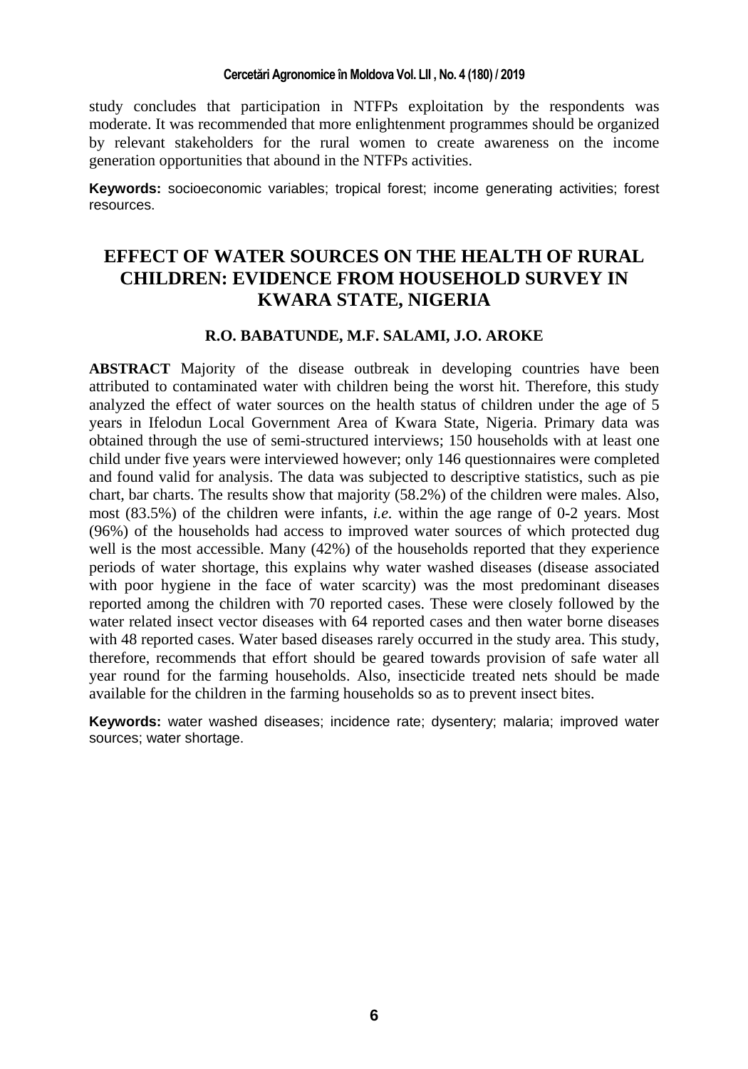study concludes that participation in NTFPs exploitation by the respondents was moderate. It was recommended that more enlightenment programmes should be organized by relevant stakeholders for the rural women to create awareness on the income generation opportunities that abound in the NTFPs activities.

**Keywords:** socioeconomic variables; tropical forest; income generating activities; forest resources.

# EFFECT OF WATER SOURCES ON THE HEALTH OF RURAL CHILDREN: EVIDENCE FROM HOUSEHOLD SURVEY IN KWARA STATE, NIGERIA

**R.O. BABATUNDE, M.F. SALAMI, J.O. AROKE**

**ABSTRACT** Majority of the disease outbreak in developing countries have been attributed to contaminated water with children being the worst hit. Therefore, this study analyzed the effect of water sources on the health status of children under the age of 5 years in Ifelodun Local Government Area of Kwara State, Nigeria. Primary data was obtained through the use of semi-structured interviews; 150 households with at least one child under five years were interviewed however; only 146 questionnaires were completed and found valid for analysis. The data was subjected to descriptive statistics, such as pie chart, bar charts. The results show that majority (58.2%) of the children were males. Also, most (83.5%) of the children were infants, *i.e.* within the age range of 0-2 years. Most (96%) of the households had access to improved water sources of which protected dug well is the most accessible. Many (42%) of the households reported that they experience periods of water shortage, this explains why water washed diseases (disease associated with poor hygiene in the face of water scarcity) was the most predominant diseases reported among the children with 70 reported cases. These were closely followed by the water related insect vector diseases with 64 reported cases and then water borne diseases with 48 reported cases. Water based diseases rarely occurred in the study area. This study, therefore, recommends that effort should be geared towards provision of safe water all year round for the farming households. Also, insecticide treated nets should be made available for the children in the farming households so as to prevent insect bites.

**Keywords:** water washed diseases; incidence rate; dysentery; malaria; improved water sources; water shortage.